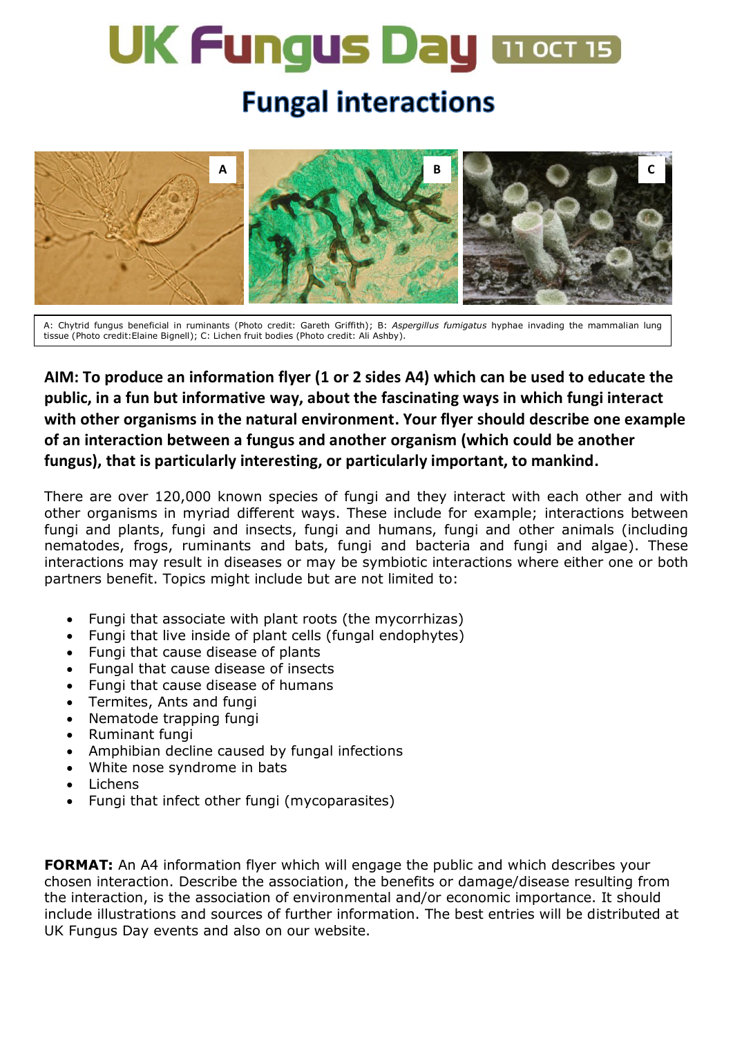# UK Fungus Day 11 OCT 15

## Fungal interactions

A: Chytrid fungus beneficial in ruminants (Photo credit: Gareth Griffith); B: *Aspergillus fumigatus* hyphae invading the mammalian lung tissue (Photo credit:Elaine Bignell); C: Lichen fruit bodies (Photo credit: Ali Ashby).

**AIM: To produce an information flyer (1 or 2 sides A4) which can be used to educate the public, in a fun but informative way, about the fascinating ways in which fungi interact with other organisms in the natural environment. Your flyer should describe one example of an interaction between a fungus and another organism (which could be another fungus), that is particularly interesting, or particularly important, to mankind.**

There are over 120,000 known species of fungi and they interact with each other and with other organisms in myriad different ways. These include for example; interactions between fungi and plants, fungi and insects, fungi and humans, fungi and other animals (including nematodes, frogs, ruminants and bats, fungi and bacteria and fungi and algae). These interactions may result in diseases or may be symbiotic interactions where either one or both partners benefit. Topics might include but are not limited to:

- Fungi that associate with plant roots (the mycorrhizas)
- Fungi that live inside of plant cells (fungal endophytes)
- Fungi that cause disease of plants
- Fungal that cause disease of insects
- Fungi that cause disease of humans
- Termites, Ants and fungi
- Nematode trapping fungi
- Ruminant fungi
- Amphibian decline caused by fungal infections
- White nose syndrome in bats
- Lichens
- Fungi that infect other fungi (mycoparasites)

**FORMAT:** An A4 information flyer which will engage the public and which describes your chosen interaction. Describe the association, the benefits or damage/disease resulting from the interaction, is the association of environmental and/or economic importance. It should include illustrations and sources of further information. The best entries will be distributed at UK Fungus Day events and also on our website.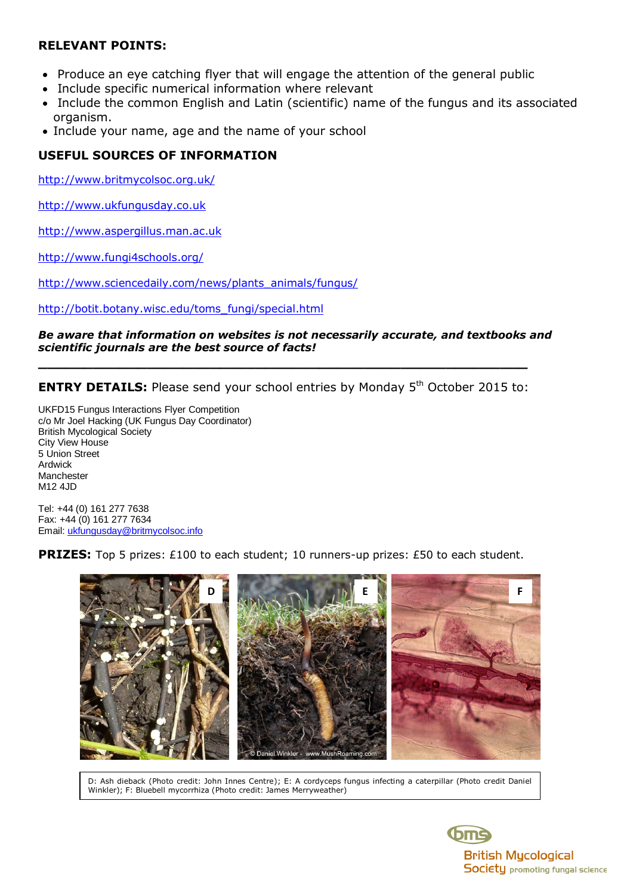**RELEVANT POINTS:**

- Produce an eye catching flyer that will engage the attention of the general public
- Include specific numerical information where relevant
- Include the common English and Latin (scientific) name of the fungus and its associated organism.
- Include your name, age and the name of your school

**USEFUL SOURCES OF INFORMATION**

http://www.britmycolsoc.org.uk/

http://www.ukfungusday.co.uk

http://www.aspergillus.man.ac.uk

http://www.fungi4schools.org/

http://www.sciencedaily.com/news/plants_animals/fungus/

http://botit.botany.wisc.edu/toms_fungi/special.html

***Be aware that information on websites is not necessarily accurate, and textbooks and scientific journals are the best source of facts!***

---

**ENTRY DETAILS:** Please send your school entries by Monday 5th October 2015 to:

UKFD15 Fungus Interactions Flyer Competition
c/o Mr Joel Hacking (UK Fungus Day Coordinator)
British Mycological Society
City View House
5 Union Street
Ardwick
Manchester
M12 4JD

Tel: +44 (0) 161 277 7638
Fax: +44 (0) 161 277 7634
Email: ukfungusday@britmycolsoc.info

**PRIZES:** Top 5 prizes: £100 to each student; 10 runners-up prizes: £50 to each student.

D: Ash dieback (Photo credit: John Innes Centre); E: A cordyceps fungus infecting a caterpillar (Photo credit Daniel Winkler); F: Bluebell mycorrhiza (Photo credit: James Merryweather)

British Mycological Society promoting fungal science